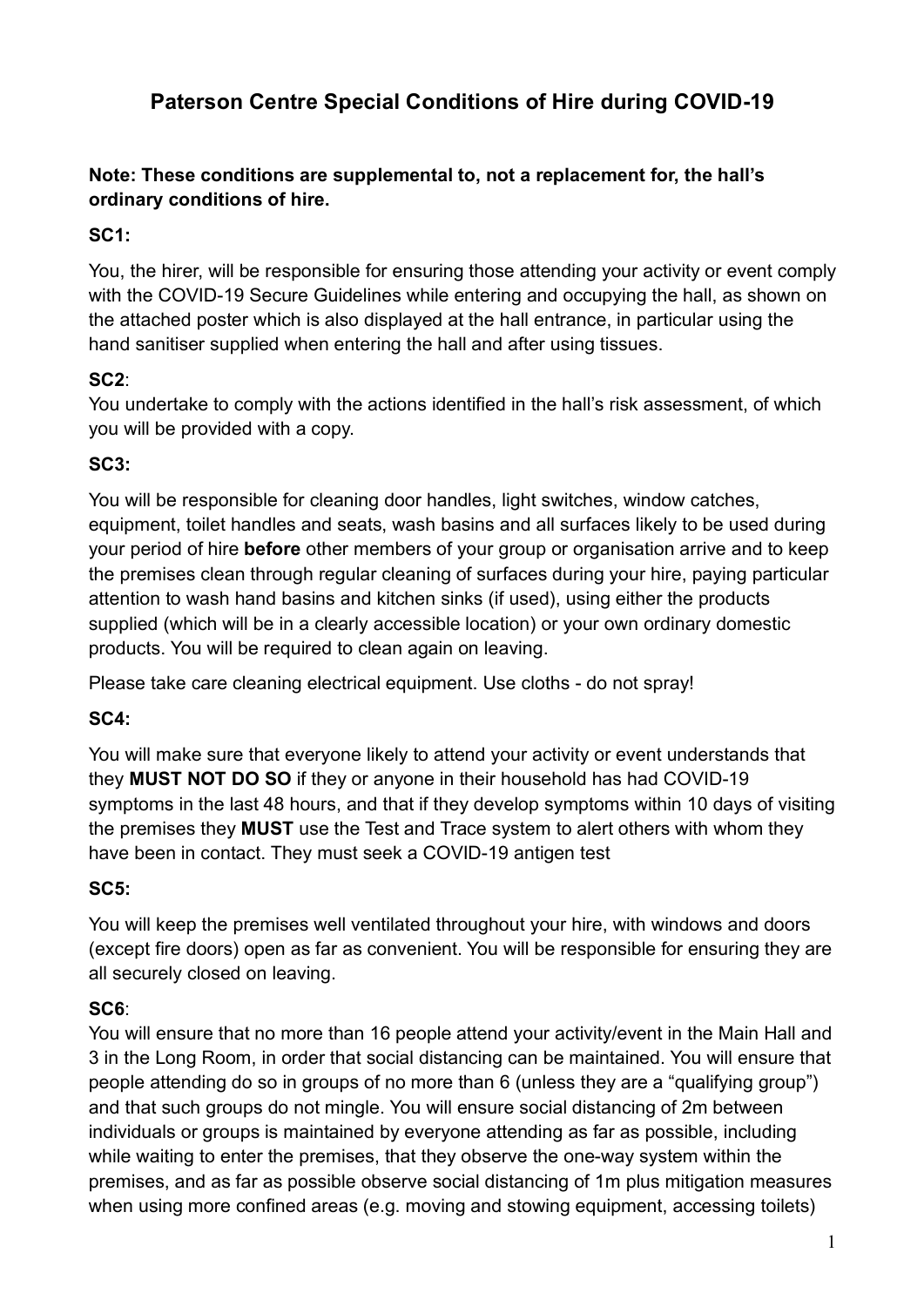# Paterson Centre Special Conditions of Hire during COVID-19

**Note: These conditions are supplemental to, not a replacement for, the hall's ordinary conditions of hire.**

**SC1:**

You, the hirer, will be responsible for ensuring those attending your activity or event comply with the COVID-19 Secure Guidelines while entering and occupying the hall, as shown on the attached poster which is also displayed at the hall entrance, in particular using the hand sanitiser supplied when entering the hall and after using tissues.

**SC2**:

You undertake to comply with the actions identified in the hall's risk assessment, of which you will be provided with a copy.

**SC3:**

You will be responsible for cleaning door handles, light switches, window catches, equipment, toilet handles and seats, wash basins and all surfaces likely to be used during your period of hire **before** other members of your group or organisation arrive and to keep the premises clean through regular cleaning of surfaces during your hire, paying particular attention to wash hand basins and kitchen sinks (if used), using either the products supplied (which will be in a clearly accessible location) or your own ordinary domestic products. You will be required to clean again on leaving.

Please take care cleaning electrical equipment. Use cloths - do not spray!

**SC4:**

You will make sure that everyone likely to attend your activity or event understands that they **MUST NOT DO SO** if they or anyone in their household has had COVID-19 symptoms in the last 48 hours, and that if they develop symptoms within 10 days of visiting the premises they **MUST** use the Test and Trace system to alert others with whom they have been in contact. They must seek a COVID-19 antigen test

**SC5:**

You will keep the premises well ventilated throughout your hire, with windows and doors (except fire doors) open as far as convenient. You will be responsible for ensuring they are all securely closed on leaving.

**SC6**:

You will ensure that no more than 16 people attend your activity/event in the Main Hall and 3 in the Long Room, in order that social distancing can be maintained. You will ensure that people attending do so in groups of no more than 6 (unless they are a "qualifying group") and that such groups do not mingle. You will ensure social distancing of 2m between individuals or groups is maintained by everyone attending as far as possible, including while waiting to enter the premises, that they observe the one-way system within the premises, and as far as possible observe social distancing of 1m plus mitigation measures when using more confined areas (e.g. moving and stowing equipment, accessing toilets)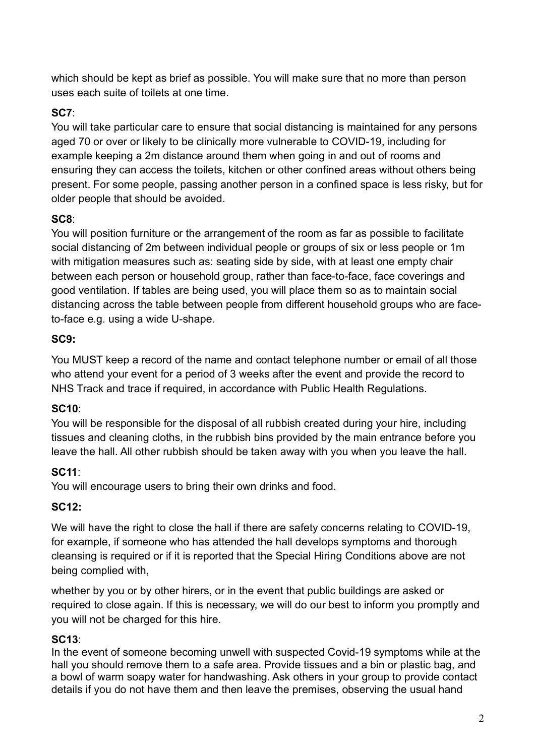which should be kept as brief as possible. You will make sure that no more than person uses each suite of toilets at one time.

**SC7**:
You will take particular care to ensure that social distancing is maintained for any persons aged 70 or over or likely to be clinically more vulnerable to COVID-19, including for example keeping a 2m distance around them when going in and out of rooms and ensuring they can access the toilets, kitchen or other confined areas without others being present. For some people, passing another person in a confined space is less risky, but for older people that should be avoided.

**SC8**:
You will position furniture or the arrangement of the room as far as possible to facilitate social distancing of 2m between individual people or groups of six or less people or 1m with mitigation measures such as: seating side by side, with at least one empty chair between each person or household group, rather than face-to-face, face coverings and good ventilation. If tables are being used, you will place them so as to maintain social distancing across the table between people from different household groups who are face-to-face e.g. using a wide U-shape.

**SC9:**

You MUST keep a record of the name and contact telephone number or email of all those who attend your event for a period of 3 weeks after the event and provide the record to NHS Track and trace if required, in accordance with Public Health Regulations.

**SC10**:
You will be responsible for the disposal of all rubbish created during your hire, including tissues and cleaning cloths, in the rubbish bins provided by the main entrance before you leave the hall. All other rubbish should be taken away with you when you leave the hall.

**SC11**:
You will encourage users to bring their own drinks and food.

**SC12:**

We will have the right to close the hall if there are safety concerns relating to COVID-19, for example, if someone who has attended the hall develops symptoms and thorough cleansing is required or if it is reported that the Special Hiring Conditions above are not being complied with,

whether by you or by other hirers, or in the event that public buildings are asked or required to close again. If this is necessary, we will do our best to inform you promptly and you will not be charged for this hire.

**SC13**:
In the event of someone becoming unwell with suspected Covid-19 symptoms while at the hall you should remove them to a safe area. Provide tissues and a bin or plastic bag, and a bowl of warm soapy water for handwashing. Ask others in your group to provide contact details if you do not have them and then leave the premises, observing the usual hand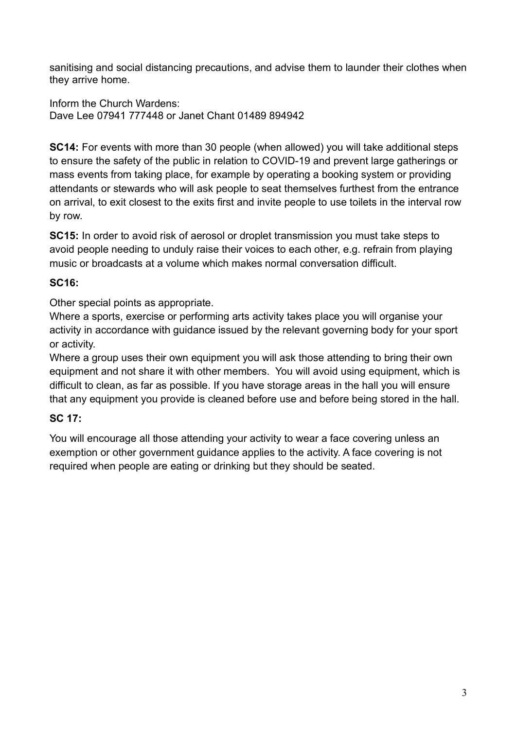sanitising and social distancing precautions, and advise them to launder their clothes when they arrive home.

Inform the Church Wardens:
Dave Lee 07941 777448 or Janet Chant 01489 894942

**SC14:** For events with more than 30 people (when allowed) you will take additional steps to ensure the safety of the public in relation to COVID-19 and prevent large gatherings or mass events from taking place, for example by operating a booking system or providing attendants or stewards who will ask people to seat themselves furthest from the entrance on arrival, to exit closest to the exits first and invite people to use toilets in the interval row by row.

**SC15:** In order to avoid risk of aerosol or droplet transmission you must take steps to avoid people needing to unduly raise their voices to each other, e.g. refrain from playing music or broadcasts at a volume which makes normal conversation difficult.

**SC16:**

Other special points as appropriate.
Where a sports, exercise or performing arts activity takes place you will organise your activity in accordance with guidance issued by the relevant governing body for your sport or activity.
Where a group uses their own equipment you will ask those attending to bring their own equipment and not share it with other members. You will avoid using equipment, which is difficult to clean, as far as possible. If you have storage areas in the hall you will ensure that any equipment you provide is cleaned before use and before being stored in the hall.

**SC 17:**

You will encourage all those attending your activity to wear a face covering unless an exemption or other government guidance applies to the activity. A face covering is not required when people are eating or drinking but they should be seated.